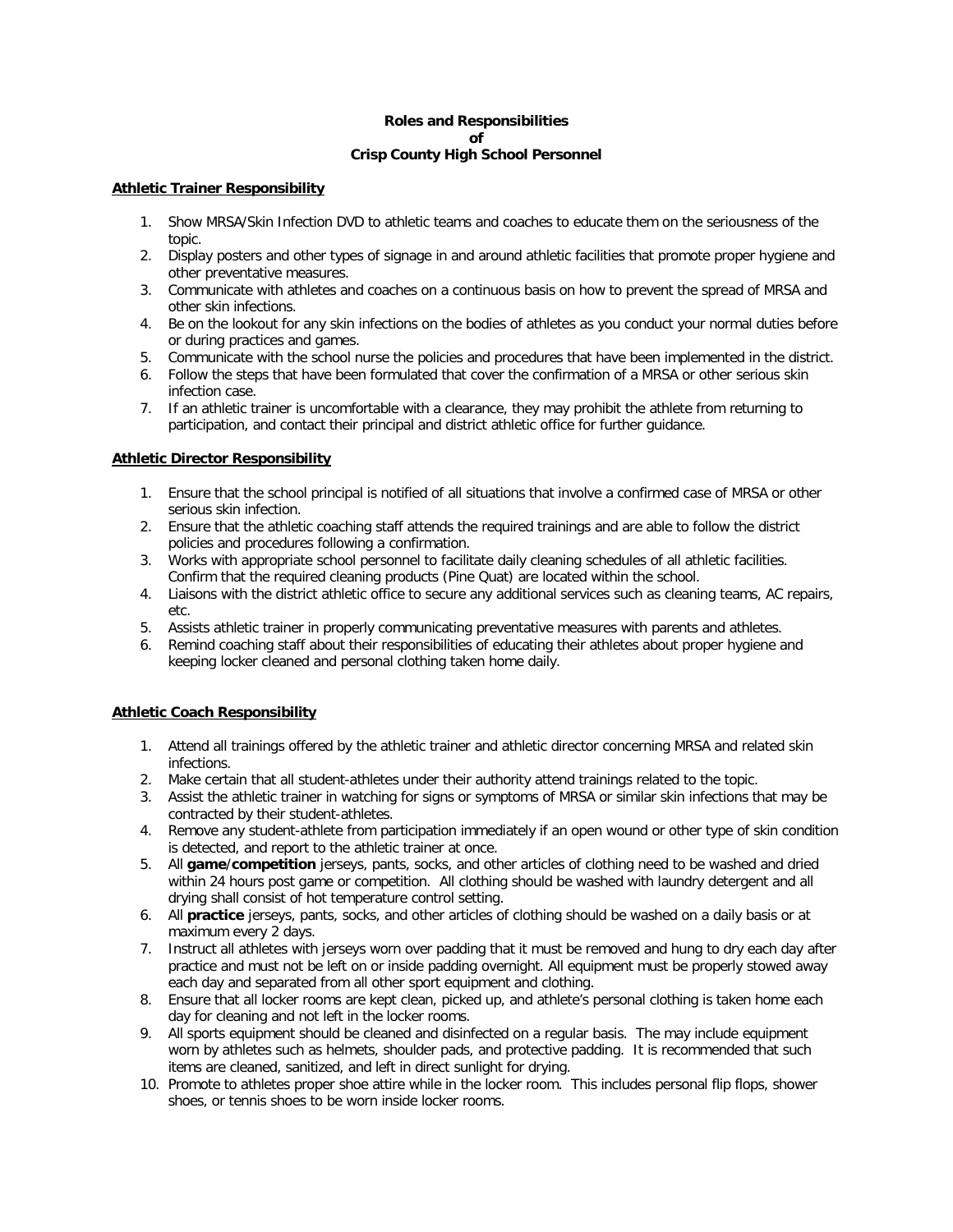**Roles and Responsibilities**
**of**
**Crisp County High School Personnel**

**Athletic Trainer Responsibility**

1. Show MRSA/Skin Infection DVD to athletic teams and coaches to educate them on the seriousness of the topic.
2. Display posters and other types of signage in and around athletic facilities that promote proper hygiene and other preventative measures.
3. Communicate with athletes and coaches on a continuous basis on how to prevent the spread of MRSA and other skin infections.
4. Be on the lookout for any skin infections on the bodies of athletes as you conduct your normal duties before or during practices and games.
5. Communicate with the school nurse the policies and procedures that have been implemented in the district.
6. Follow the steps that have been formulated that cover the confirmation of a MRSA or other serious skin infection case.
7. If an athletic trainer is uncomfortable with a clearance, they may prohibit the athlete from returning to participation, and contact their principal and district athletic office for further guidance.

**Athletic Director Responsibility**

1. Ensure that the school principal is notified of all situations that involve a confirmed case of MRSA or other serious skin infection.
2. Ensure that the athletic coaching staff attends the required trainings and are able to follow the district policies and procedures following a confirmation.
3. Works with appropriate school personnel to facilitate daily cleaning schedules of all athletic facilities. Confirm that the required cleaning products (Pine Quat) are located within the school.
4. Liaisons with the district athletic office to secure any additional services such as cleaning teams, AC repairs, etc.
5. Assists athletic trainer in properly communicating preventative measures with parents and athletes.
6. Remind coaching staff about their responsibilities of educating their athletes about proper hygiene and keeping locker cleaned and personal clothing taken home daily.

**Athletic Coach Responsibility**

1. Attend all trainings offered by the athletic trainer and athletic director concerning MRSA and related skin infections.
2. Make certain that all student-athletes under their authority attend trainings related to the topic.
3. Assist the athletic trainer in watching for signs or symptoms of MRSA or similar skin infections that may be contracted by their student-athletes.
4. Remove any student-athlete from participation immediately if an open wound or other type of skin condition is detected, and report to the athletic trainer at once.
5. All **game**/**competition** jerseys, pants, socks, and other articles of clothing need to be washed and dried within 24 hours post game or competition. All clothing should be washed with laundry detergent and all drying shall consist of hot temperature control setting.
6. All **practice** jerseys, pants, socks, and other articles of clothing should be washed on a daily basis or at maximum every 2 days.
7. Instruct all athletes with jerseys worn over padding that it must be removed and hung to dry each day after practice and must not be left on or inside padding overnight. All equipment must be properly stowed away each day and separated from all other sport equipment and clothing.
8. Ensure that all locker rooms are kept clean, picked up, and athlete's personal clothing is taken home each day for cleaning and not left in the locker rooms.
9. All sports equipment should be cleaned and disinfected on a regular basis. The may include equipment worn by athletes such as helmets, shoulder pads, and protective padding. It is recommended that such items are cleaned, sanitized, and left in direct sunlight for drying.
10. Promote to athletes proper shoe attire while in the locker room. This includes personal flip flops, shower shoes, or tennis shoes to be worn inside locker rooms.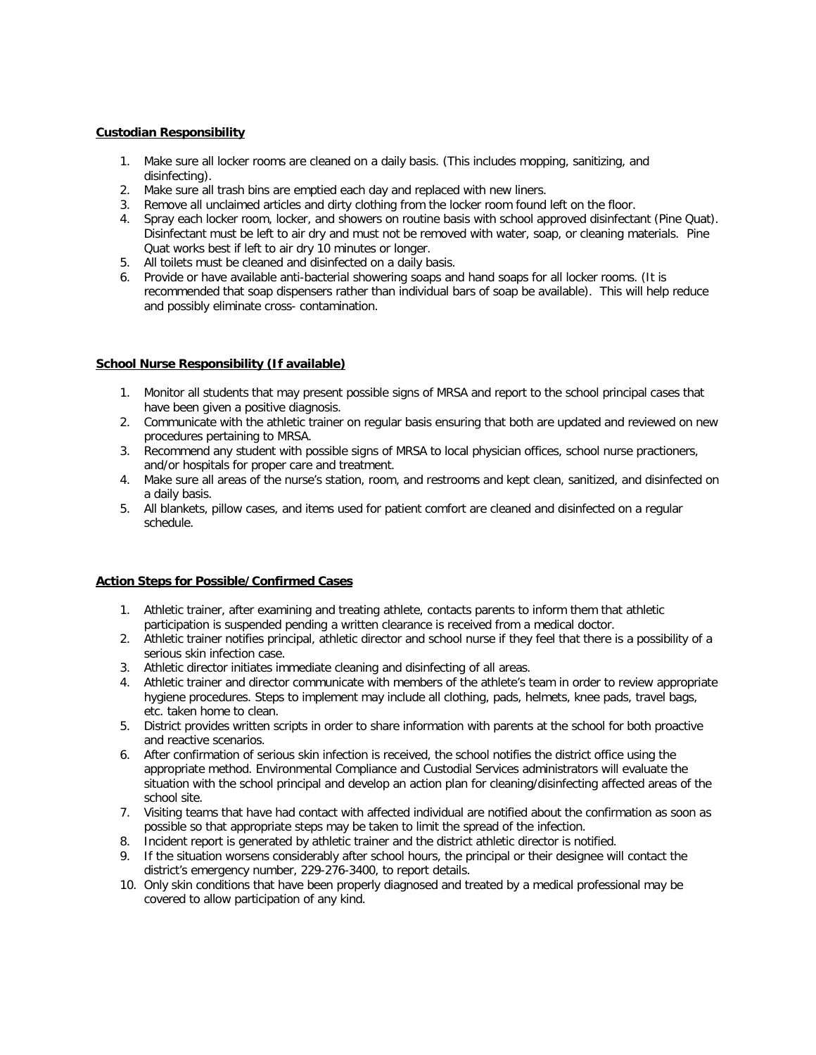**Custodian Responsibility**

1. Make sure all locker rooms are cleaned on a daily basis. (This includes mopping, sanitizing, and disinfecting).
2. Make sure all trash bins are emptied each day and replaced with new liners.
3. Remove all unclaimed articles and dirty clothing from the locker room found left on the floor.
4. Spray each locker room, locker, and showers on routine basis with school approved disinfectant (Pine Quat). Disinfectant must be left to air dry and must not be removed with water, soap, or cleaning materials. Pine Quat works best if left to air dry 10 minutes or longer.
5. All toilets must be cleaned and disinfected on a daily basis.
6. Provide or have available anti-bacterial showering soaps and hand soaps for all locker rooms. (It is recommended that soap dispensers rather than individual bars of soap be available). This will help reduce and possibly eliminate cross- contamination.

**School Nurse Responsibility (If available)**

1. Monitor all students that may present possible signs of MRSA and report to the school principal cases that have been given a positive diagnosis.
2. Communicate with the athletic trainer on regular basis ensuring that both are updated and reviewed on new procedures pertaining to MRSA.
3. Recommend any student with possible signs of MRSA to local physician offices, school nurse practioners, and/or hospitals for proper care and treatment.
4. Make sure all areas of the nurse's station, room, and restrooms and kept clean, sanitized, and disinfected on a daily basis.
5. All blankets, pillow cases, and items used for patient comfort are cleaned and disinfected on a regular schedule.

**Action Steps for Possible/Confirmed Cases**

1. Athletic trainer, after examining and treating athlete, contacts parents to inform them that athletic participation is suspended pending a written clearance is received from a medical doctor.
2. Athletic trainer notifies principal, athletic director and school nurse if they feel that there is a possibility of a serious skin infection case.
3. Athletic director initiates immediate cleaning and disinfecting of all areas.
4. Athletic trainer and director communicate with members of the athlete's team in order to review appropriate hygiene procedures. Steps to implement may include all clothing, pads, helmets, knee pads, travel bags, etc. taken home to clean.
5. District provides written scripts in order to share information with parents at the school for both proactive and reactive scenarios.
6. After confirmation of serious skin infection is received, the school notifies the district office using the appropriate method. Environmental Compliance and Custodial Services administrators will evaluate the situation with the school principal and develop an action plan for cleaning/disinfecting affected areas of the school site.
7. Visiting teams that have had contact with affected individual are notified about the confirmation as soon as possible so that appropriate steps may be taken to limit the spread of the infection.
8. Incident report is generated by athletic trainer and the district athletic director is notified.
9. If the situation worsens considerably after school hours, the principal or their designee will contact the district's emergency number, 229-276-3400, to report details.
10. Only skin conditions that have been properly diagnosed and treated by a medical professional may be covered to allow participation of any kind.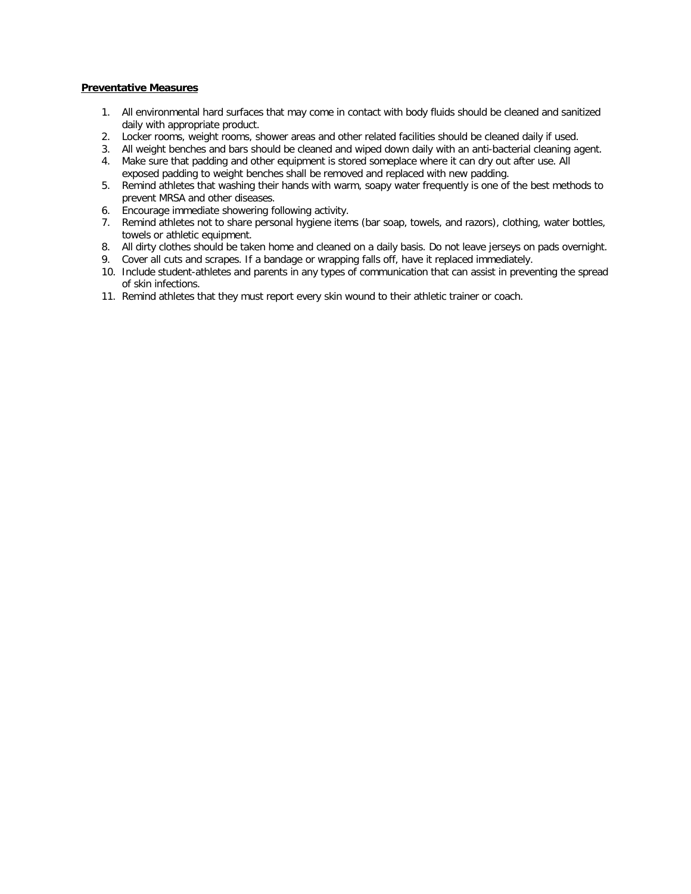**Preventative Measures**

1. All environmental hard surfaces that may come in contact with body fluids should be cleaned and sanitized daily with appropriate product.
2. Locker rooms, weight rooms, shower areas and other related facilities should be cleaned daily if used.
3. All weight benches and bars should be cleaned and wiped down daily with an anti-bacterial cleaning agent.
4. Make sure that padding and other equipment is stored someplace where it can dry out after use. All exposed padding to weight benches shall be removed and replaced with new padding.
5. Remind athletes that washing their hands with warm, soapy water frequently is one of the best methods to prevent MRSA and other diseases.
6. Encourage immediate showering following activity.
7. Remind athletes not to share personal hygiene items (bar soap, towels, and razors), clothing, water bottles, towels or athletic equipment.
8. All dirty clothes should be taken home and cleaned on a daily basis. Do not leave jerseys on pads overnight.
9. Cover all cuts and scrapes. If a bandage or wrapping falls off, have it replaced immediately.
10. Include student-athletes and parents in any types of communication that can assist in preventing the spread of skin infections.
11. Remind athletes that they must report every skin wound to their athletic trainer or coach.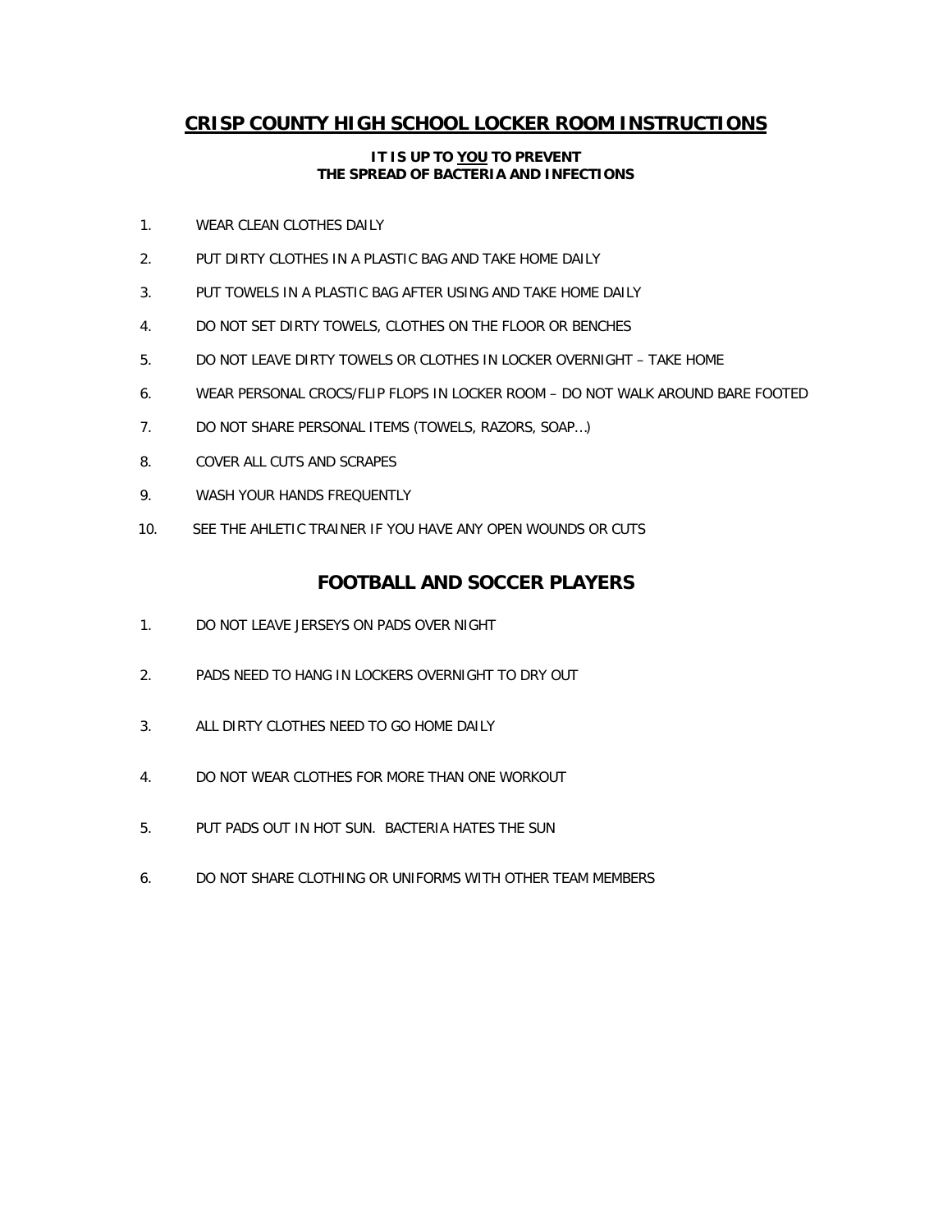# CRISP COUNTY HIGH SCHOOL LOCKER ROOM INSTRUCTIONS

**IT IS UP TO YOU TO PREVENT THE SPREAD OF BACTERIA AND INFECTIONS**

1. WEAR CLEAN CLOTHES DAILY
2. PUT DIRTY CLOTHES IN A PLASTIC BAG AND TAKE HOME DAILY
3. PUT TOWELS IN A PLASTIC BAG AFTER USING AND TAKE HOME DAILY
4. DO NOT SET DIRTY TOWELS, CLOTHES ON THE FLOOR OR BENCHES
5. DO NOT LEAVE DIRTY TOWELS OR CLOTHES IN LOCKER OVERNIGHT – TAKE HOME
6. WEAR PERSONAL CROCS/FLIP FLOPS IN LOCKER ROOM – DO NOT WALK AROUND BARE FOOTED
7. DO NOT SHARE PERSONAL ITEMS (TOWELS, RAZORS, SOAP…)
8. COVER ALL CUTS AND SCRAPES
9. WASH YOUR HANDS FREQUENTLY
10. SEE THE AHLETIC TRAINER IF YOU HAVE ANY OPEN WOUNDS OR CUTS

## FOOTBALL AND SOCCER PLAYERS

1. DO NOT LEAVE JERSEYS ON PADS OVER NIGHT
2. PADS NEED TO HANG IN LOCKERS OVERNIGHT TO DRY OUT
3. ALL DIRTY CLOTHES NEED TO GO HOME DAILY
4. DO NOT WEAR CLOTHES FOR MORE THAN ONE WORKOUT
5. PUT PADS OUT IN HOT SUN. BACTERIA HATES THE SUN
6. DO NOT SHARE CLOTHING OR UNIFORMS WITH OTHER TEAM MEMBERS